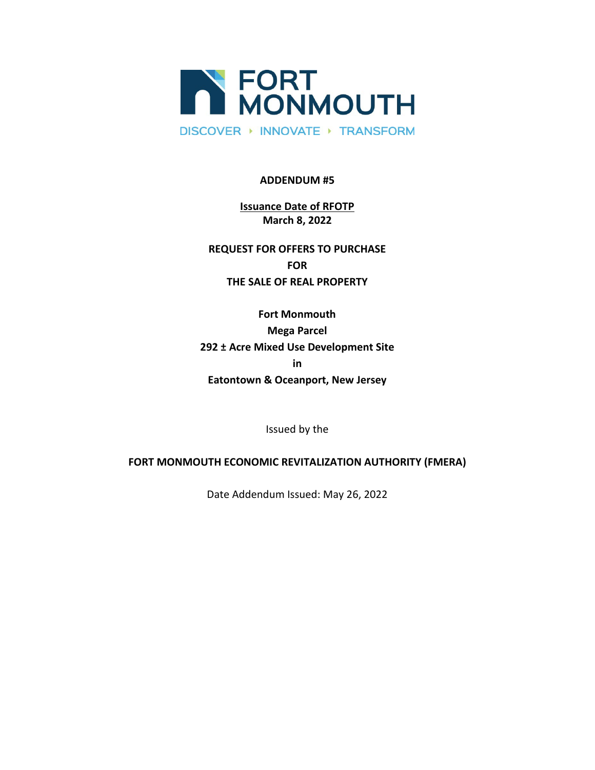FORT MONMOUTH

DISCOVER ‣ INNOVATE ‣ TRANSFORM

**ADDENDUM #5**

**Issuance Date of RFOTP**
**March 8, 2022**

**REQUEST FOR OFFERS TO PURCHASE**
**FOR**
**THE SALE OF REAL PROPERTY**

**Fort Monmouth**
**Mega Parcel**
**292 ± Acre Mixed Use Development Site**
**in**
**Eatontown & Oceanport, New Jersey**

Issued by the

**FORT MONMOUTH ECONOMIC REVITALIZATION AUTHORITY (FMERA)**

Date Addendum Issued: May 26, 2022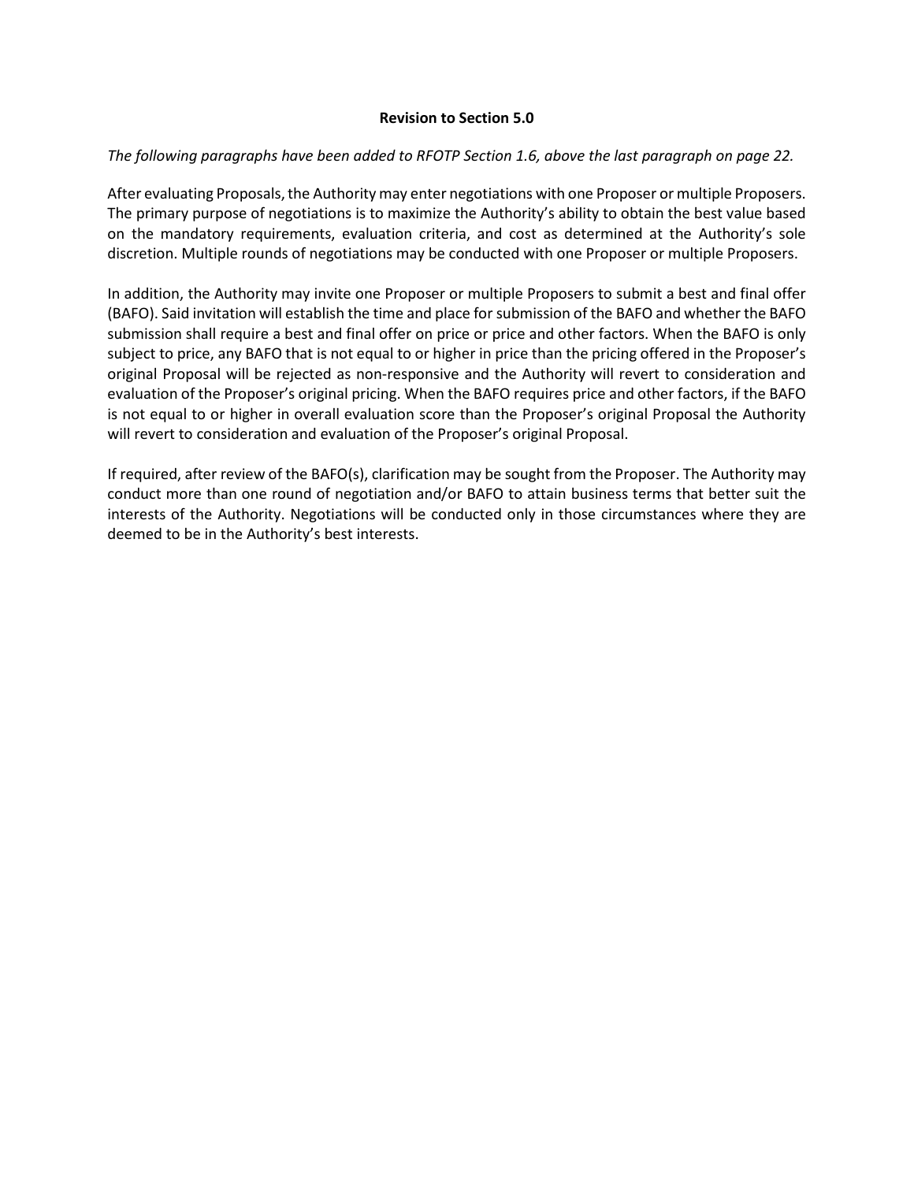**Revision to Section 5.0**

*The following paragraphs have been added to RFOTP Section 1.6, above the last paragraph on page 22.*

After evaluating Proposals, the Authority may enter negotiations with one Proposer or multiple Proposers. The primary purpose of negotiations is to maximize the Authority's ability to obtain the best value based on the mandatory requirements, evaluation criteria, and cost as determined at the Authority's sole discretion. Multiple rounds of negotiations may be conducted with one Proposer or multiple Proposers.

In addition, the Authority may invite one Proposer or multiple Proposers to submit a best and final offer (BAFO). Said invitation will establish the time and place for submission of the BAFO and whether the BAFO submission shall require a best and final offer on price or price and other factors. When the BAFO is only subject to price, any BAFO that is not equal to or higher in price than the pricing offered in the Proposer's original Proposal will be rejected as non-responsive and the Authority will revert to consideration and evaluation of the Proposer's original pricing. When the BAFO requires price and other factors, if the BAFO is not equal to or higher in overall evaluation score than the Proposer's original Proposal the Authority will revert to consideration and evaluation of the Proposer's original Proposal.

If required, after review of the BAFO(s), clarification may be sought from the Proposer. The Authority may conduct more than one round of negotiation and/or BAFO to attain business terms that better suit the interests of the Authority. Negotiations will be conducted only in those circumstances where they are deemed to be in the Authority's best interests.